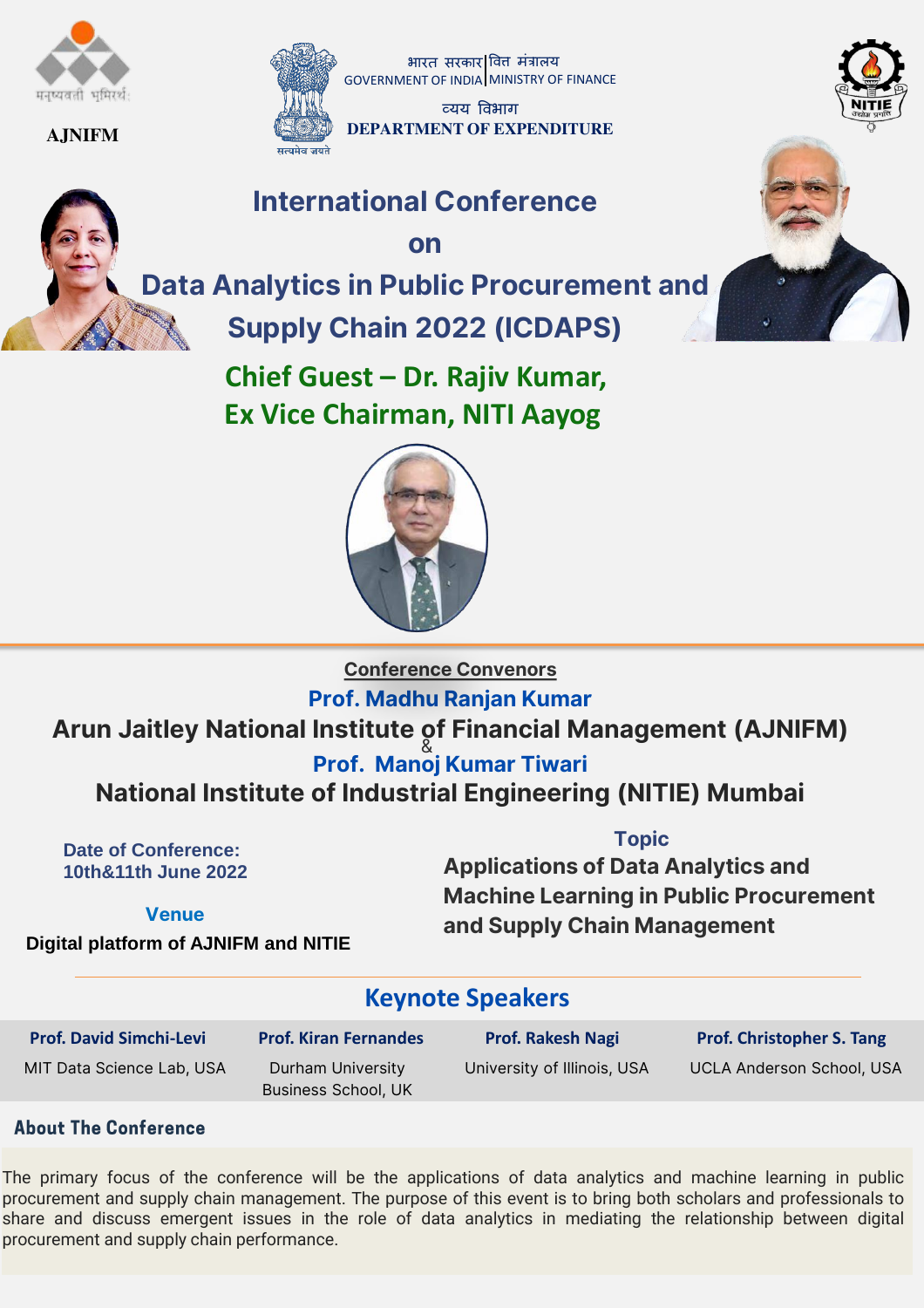AJNIFM

भारत सरकार | वित्त मंत्रालय
GOVERNMENT OF INDIA | MINISTRY OF FINANCE

व्यय विभाग
DEPARTMENT OF EXPENDITURE

सत्यमेव जयते

# International Conference on Data Analytics in Public Procurement and Supply Chain 2022 (ICDAPS)

## Chief Guest – Dr. Rajiv Kumar, Ex Vice Chairman, NITI Aayog

**Conference Convenors**

**Prof. Madhu Ranjan Kumar**
**Arun Jaitley National Institute of Financial Management (AJNIFM)**

&

**Prof. Manoj Kumar Tiwari**
**National Institute of Industrial Engineering (NITIE) Mumbai**

**Date of Conference:**
**10th&11th June 2022**

**Venue**
**Digital platform of AJNIFM and NITIE**

**Topic**
**Applications of Data Analytics and Machine Learning in Public Procurement and Supply Chain Management**

## Keynote Speakers

| Prof. David Simchi-Levi | Prof. Kiran Fernandes | Prof. Rakesh Nagi | Prof. Christopher S. Tang |
|---|---|---|---|
| MIT Data Science Lab, USA | Durham University Business School, UK | University of Illinois, USA | UCLA Anderson School, USA |

## About The Conference

The primary focus of the conference will be the applications of data analytics and machine learning in public procurement and supply chain management. The purpose of this event is to bring both scholars and professionals to share and discuss emergent issues in the role of data analytics in mediating the relationship between digital procurement and supply chain performance.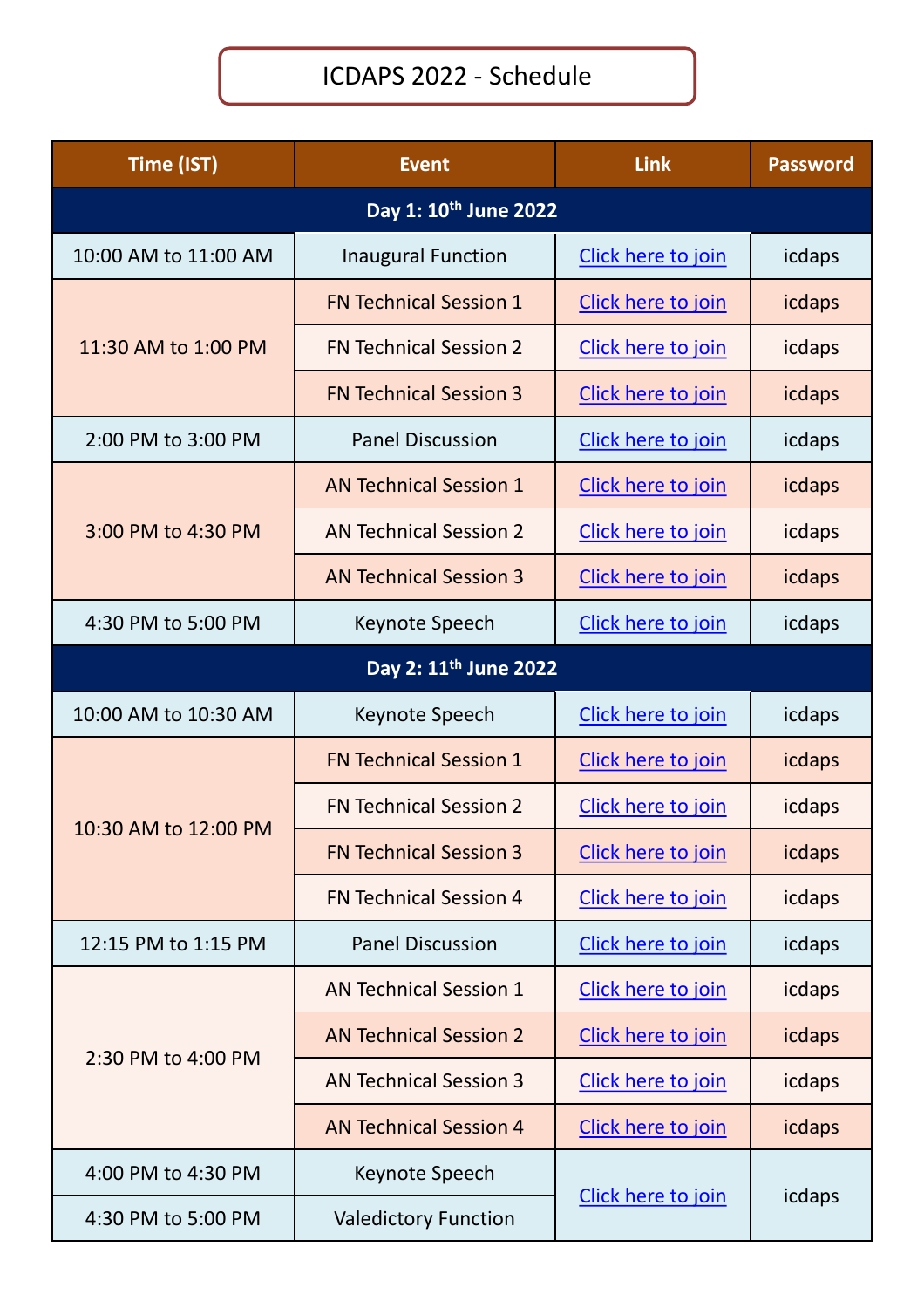# ICDAPS 2022 - Schedule

| Time (IST) | Event | Link | Password |
|---|---|---|---|
| **Day 1: 10th June 2022** | | | |
| 10:00 AM to 11:00 AM | Inaugural Function | Click here to join | icdaps |
| 11:30 AM to 1:00 PM | FN Technical Session 1 | Click here to join | icdaps |
| | FN Technical Session 2 | Click here to join | icdaps |
| | FN Technical Session 3 | Click here to join | icdaps |
| 2:00 PM to 3:00 PM | Panel Discussion | Click here to join | icdaps |
| 3:00 PM to 4:30 PM | AN Technical Session 1 | Click here to join | icdaps |
| | AN Technical Session 2 | Click here to join | icdaps |
| | AN Technical Session 3 | Click here to join | icdaps |
| 4:30 PM to 5:00 PM | Keynote Speech | Click here to join | icdaps |
| **Day 2: 11th June 2022** | | | |
| 10:00 AM to 10:30 AM | Keynote Speech | Click here to join | icdaps |
| 10:30 AM to 12:00 PM | FN Technical Session 1 | Click here to join | icdaps |
| | FN Technical Session 2 | Click here to join | icdaps |
| | FN Technical Session 3 | Click here to join | icdaps |
| | FN Technical Session 4 | Click here to join | icdaps |
| 12:15 PM to 1:15 PM | Panel Discussion | Click here to join | icdaps |
| 2:30 PM to 4:00 PM | AN Technical Session 1 | Click here to join | icdaps |
| | AN Technical Session 2 | Click here to join | icdaps |
| | AN Technical Session 3 | Click here to join | icdaps |
| | AN Technical Session 4 | Click here to join | icdaps |
| 4:00 PM to 4:30 PM | Keynote Speech | Click here to join | icdaps |
| 4:30 PM to 5:00 PM | Valedictory Function | | |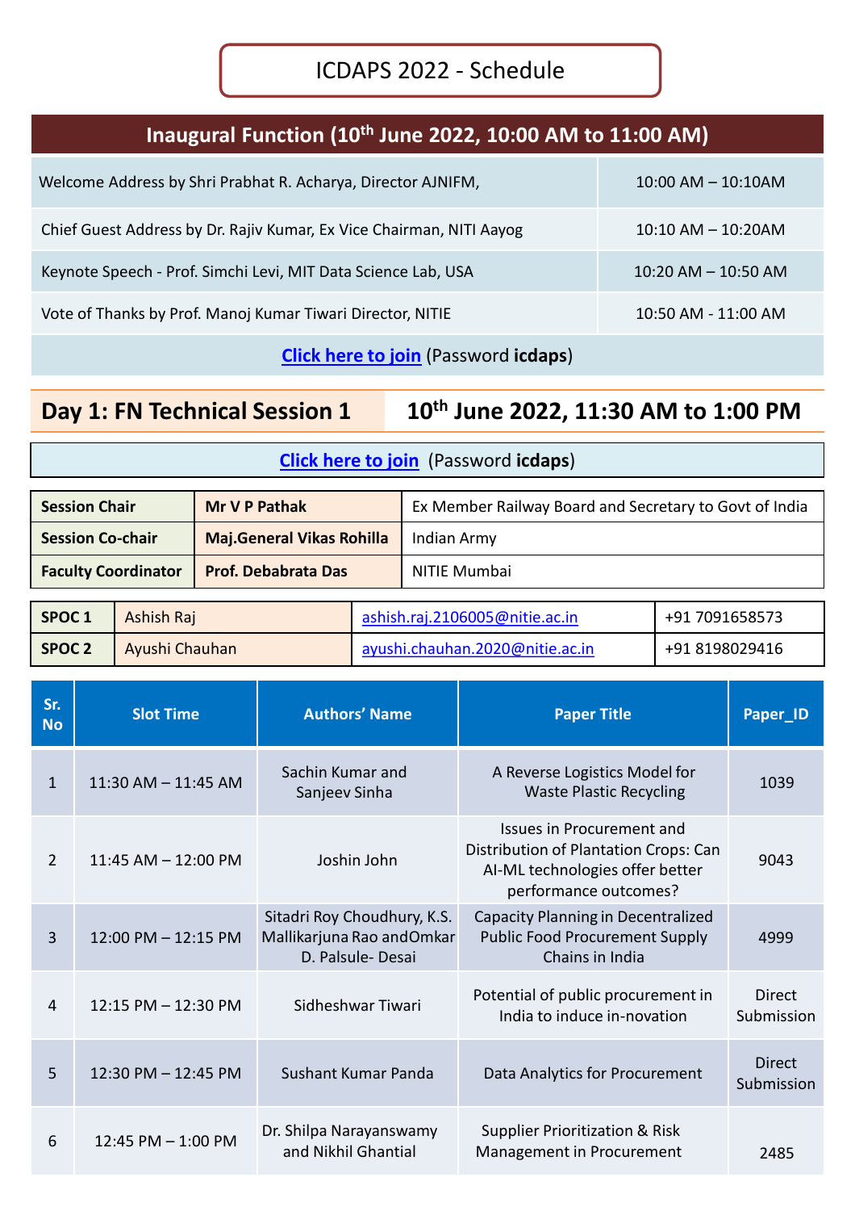# ICDAPS 2022 - Schedule

## Inaugural Function (10th June 2022, 10:00 AM to 11:00 AM)

| | |
|---|---|
| Welcome Address by Shri Prabhat R. Acharya, Director AJNIFM, | 10:00 AM – 10:10AM |
| Chief Guest Address by Dr. Rajiv Kumar, Ex Vice Chairman, NITI Aayog | 10:10 AM – 10:20AM |
| Keynote Speech - Prof. Simchi Levi, MIT Data Science Lab, USA | 10:20 AM – 10:50 AM |
| Vote of Thanks by Prof. Manoj Kumar Tiwari Director, NITIE | 10:50 AM - 11:00 AM |

Click here to join (Password **icdaps**)

## Day 1: FN Technical Session 1 — 10th June 2022, 11:30 AM to 1:00 PM

Click here to join (Password **icdaps**)

| | | |
|---|---|---|
| **Session Chair** | **Mr V P Pathak** | Ex Member Railway Board and Secretary to Govt of India |
| **Session Co-chair** | **Maj.General Vikas Rohilla** | Indian Army |
| **Faculty Coordinator** | **Prof. Debabrata Das** | NITIE Mumbai |

| | | | |
|---|---|---|---|
| **SPOC 1** | Ashish Raj | ashish.raj.2106005@nitie.ac.in | +91 7091658573 |
| **SPOC 2** | Ayushi Chauhan | ayushi.chauhan.2020@nitie.ac.in | +91 8198029416 |

| Sr. No | Slot Time | Authors' Name | Paper Title | Paper_ID |
|---|---|---|---|---|
| 1 | 11:30 AM – 11:45 AM | Sachin Kumar and Sanjeev Sinha | A Reverse Logistics Model for Waste Plastic Recycling | 1039 |
| 2 | 11:45 AM – 12:00 PM | Joshin John | Issues in Procurement and Distribution of Plantation Crops: Can AI-ML technologies offer better performance outcomes? | 9043 |
| 3 | 12:00 PM – 12:15 PM | Sitadri Roy Choudhury, K.S. Mallikarjuna Rao andOmkar D. Palsule- Desai | Capacity Planning in Decentralized Public Food Procurement Supply Chains in India | 4999 |
| 4 | 12:15 PM – 12:30 PM | Sidheshwar Tiwari | Potential of public procurement in India to induce in-novation | Direct Submission |
| 5 | 12:30 PM – 12:45 PM | Sushant Kumar Panda | Data Analytics for Procurement | Direct Submission |
| 6 | 12:45 PM – 1:00 PM | Dr. Shilpa Narayanswamy and Nikhil Ghantial | Supplier Prioritization & Risk Management in Procurement | 2485 |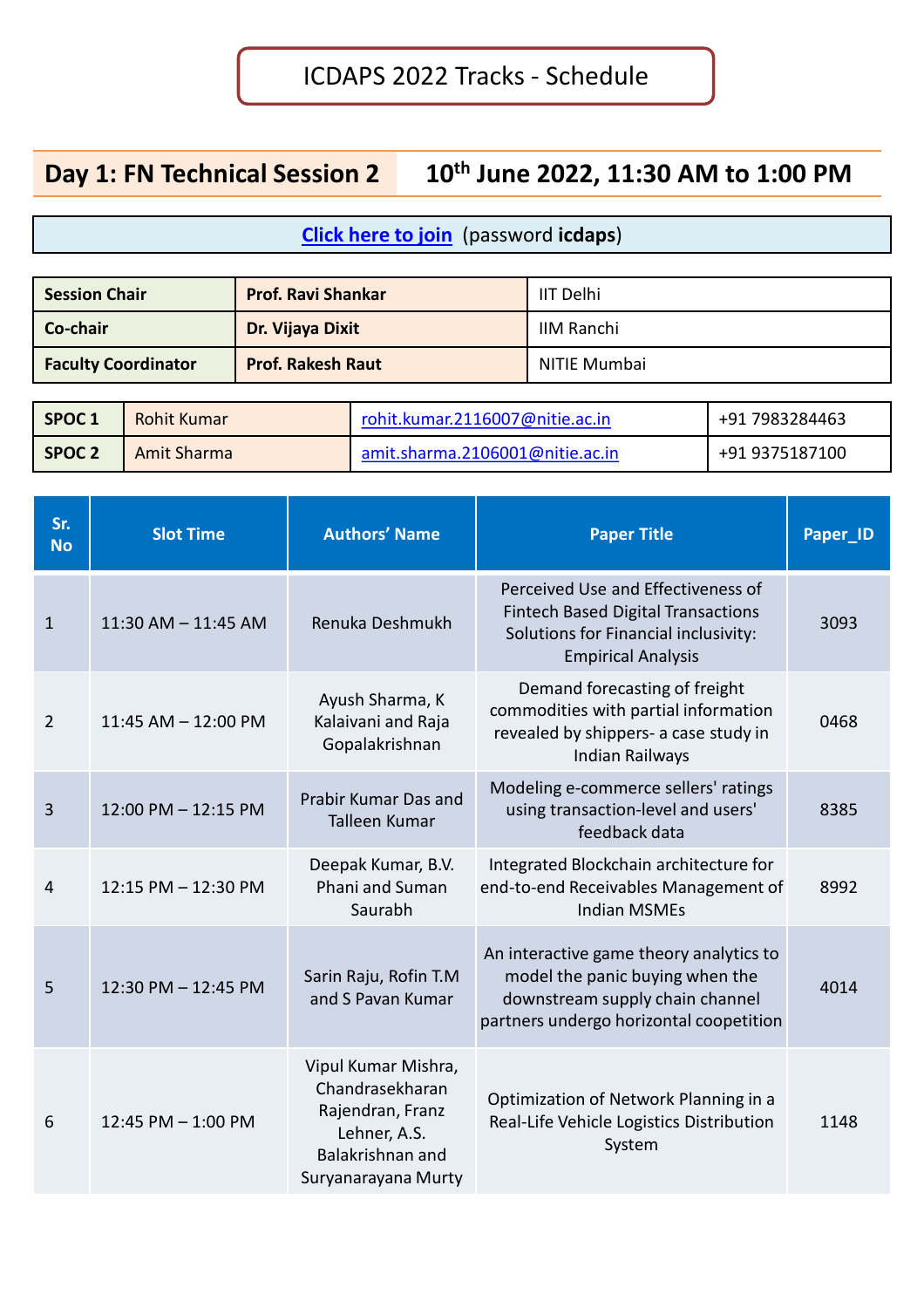# ICDAPS 2022 Tracks - Schedule

## Day 1: FN Technical Session 2 — 10th June 2022, 11:30 AM to 1:00 PM

**Click here to join** (password **icdaps**)

| | | |
|---|---|---|
| **Session Chair** | **Prof. Ravi Shankar** | IIT Delhi |
| **Co-chair** | **Dr. Vijaya Dixit** | IIM Ranchi |
| **Faculty Coordinator** | **Prof. Rakesh Raut** | NITIE Mumbai |

| | | | |
|---|---|---|---|
| **SPOC 1** | Rohit Kumar | rohit.kumar.2116007@nitie.ac.in | +91 7983284463 |
| **SPOC 2** | Amit Sharma | amit.sharma.2106001@nitie.ac.in | +91 9375187100 |

| Sr. No | Slot Time | Authors' Name | Paper Title | Paper_ID |
|---|---|---|---|---|
| 1 | 11:30 AM – 11:45 AM | Renuka Deshmukh | Perceived Use and Effectiveness of Fintech Based Digital Transactions Solutions for Financial inclusivity: Empirical Analysis | 3093 |
| 2 | 11:45 AM – 12:00 PM | Ayush Sharma, K Kalaivani and Raja Gopalakrishnan | Demand forecasting of freight commodities with partial information revealed by shippers- a case study in Indian Railways | 0468 |
| 3 | 12:00 PM – 12:15 PM | Prabir Kumar Das and Talleen Kumar | Modeling e-commerce sellers' ratings using transaction-level and users' feedback data | 8385 |
| 4 | 12:15 PM – 12:30 PM | Deepak Kumar, B.V. Phani and Suman Saurabh | Integrated Blockchain architecture for end-to-end Receivables Management of Indian MSMEs | 8992 |
| 5 | 12:30 PM – 12:45 PM | Sarin Raju, Rofin T.M and S Pavan Kumar | An interactive game theory analytics to model the panic buying when the downstream supply chain channel partners undergo horizontal coopetition | 4014 |
| 6 | 12:45 PM – 1:00 PM | Vipul Kumar Mishra, Chandrasekharan Rajendran, Franz Lehner, A.S. Balakrishnan and Suryanarayana Murty | Optimization of Network Planning in a Real-Life Vehicle Logistics Distribution System | 1148 |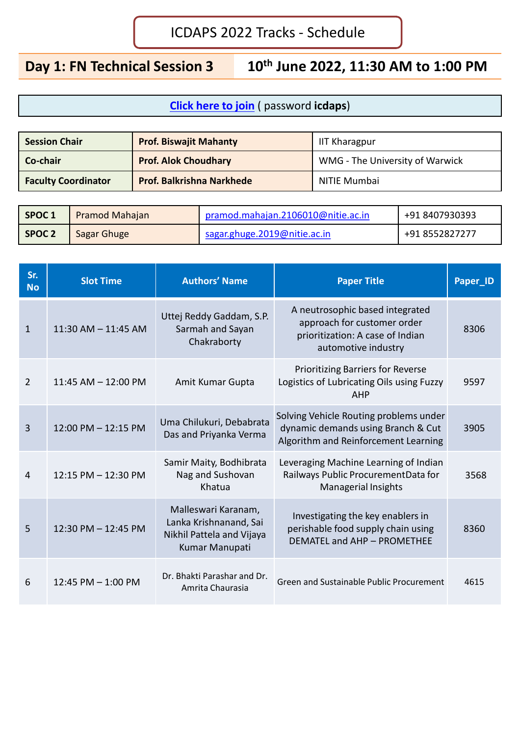# ICDAPS 2022 Tracks - Schedule

## Day 1: FN Technical Session 3 — 10th June 2022, 11:30 AM to 1:00 PM

**Click here to join** ( password **icdaps**)

| Session Chair | Prof. Biswajit Mahanty | IIT Kharagpur |
|---|---|---|
| Co-chair | Prof. Alok Choudhary | WMG - The University of Warwick |
| Faculty Coordinator | Prof. Balkrishna Narkhede | NITIE Mumbai |

| SPOC 1 | Pramod Mahajan | pramod.mahajan.2106010@nitie.ac.in | +91 8407930393 |
|---|---|---|---|
| SPOC 2 | Sagar Ghuge | sagar.ghuge.2019@nitie.ac.in | +91 8552827277 |

| Sr. No | Slot Time | Authors' Name | Paper Title | Paper_ID |
|---|---|---|---|---|
| 1 | 11:30 AM – 11:45 AM | Uttej Reddy Gaddam, S.P. Sarmah and Sayan Chakraborty | A neutrosophic based integrated approach for customer order prioritization: A case of Indian automotive industry | 8306 |
| 2 | 11:45 AM – 12:00 PM | Amit Kumar Gupta | Prioritizing Barriers for Reverse Logistics of Lubricating Oils using Fuzzy AHP | 9597 |
| 3 | 12:00 PM – 12:15 PM | Uma Chilukuri, Debabrata Das and Priyanka Verma | Solving Vehicle Routing problems under dynamic demands using Branch & Cut Algorithm and Reinforcement Learning | 3905 |
| 4 | 12:15 PM – 12:30 PM | Samir Maity, Bodhibrata Nag and Sushovan Khatua | Leveraging Machine Learning of Indian Railways Public ProcurementData for Managerial Insights | 3568 |
| 5 | 12:30 PM – 12:45 PM | Malleswari Karanam, Lanka Krishnanand, Sai Nikhil Pattela and Vijaya Kumar Manupati | Investigating the key enablers in perishable food supply chain using DEMATEL and AHP – PROMETHEE | 8360 |
| 6 | 12:45 PM – 1:00 PM | Dr. Bhakti Parashar and Dr. Amrita Chaurasia | Green and Sustainable Public Procurement | 4615 |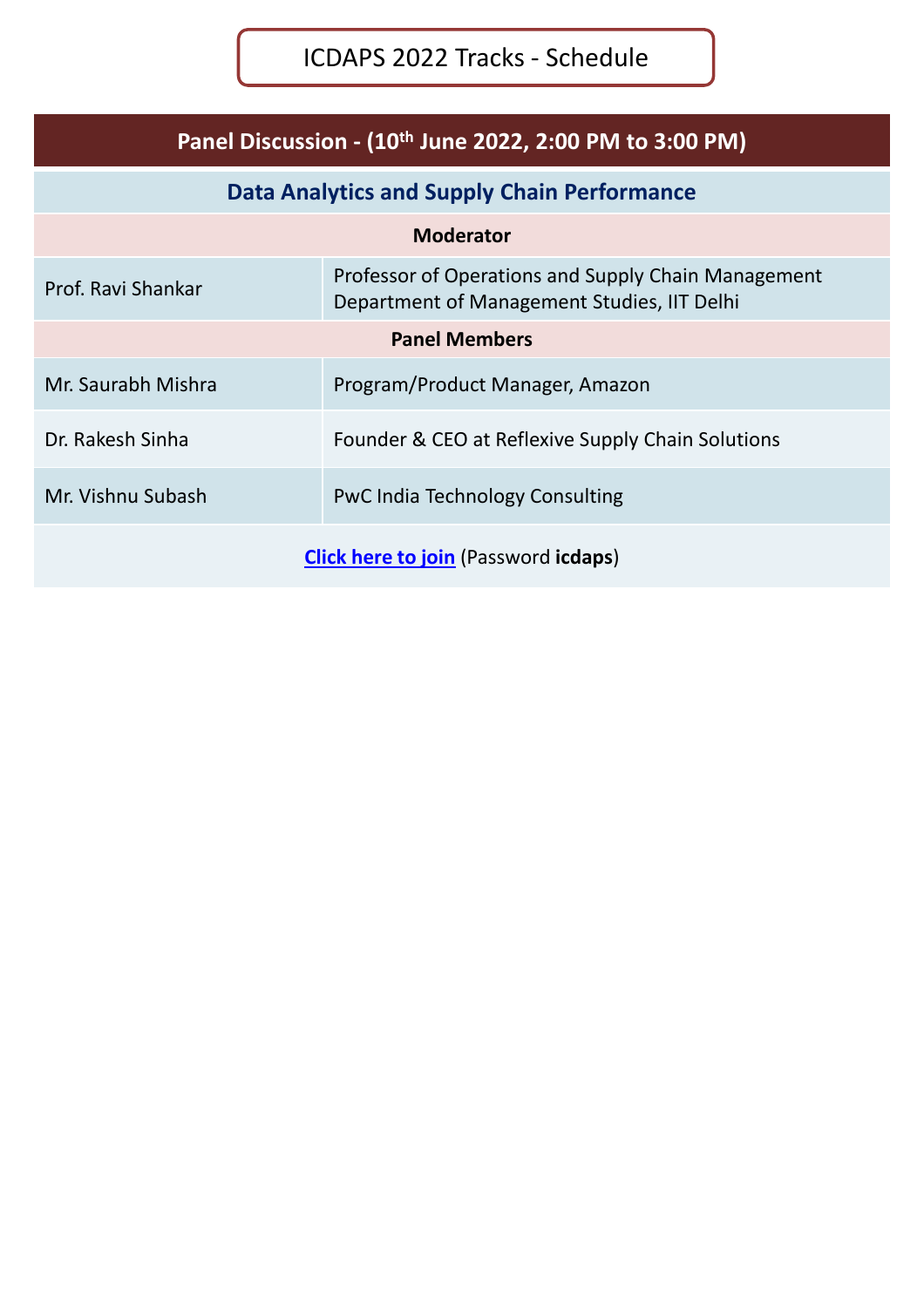# ICDAPS 2022 Tracks - Schedule

## Panel Discussion - (10th June 2022, 2:00 PM to 3:00 PM)

### Data Analytics and Supply Chain Performance

**Moderator**

| | |
|---|---|
| Prof. Ravi Shankar | Professor of Operations and Supply Chain Management<br>Department of Management Studies, IIT Delhi |

**Panel Members**

| | |
|---|---|
| Mr. Saurabh Mishra | Program/Product Manager, Amazon |
| Dr. Rakesh Sinha | Founder & CEO at Reflexive Supply Chain Solutions |
| Mr. Vishnu Subash | PwC India Technology Consulting |

**Click here to join** (Password **icdaps**)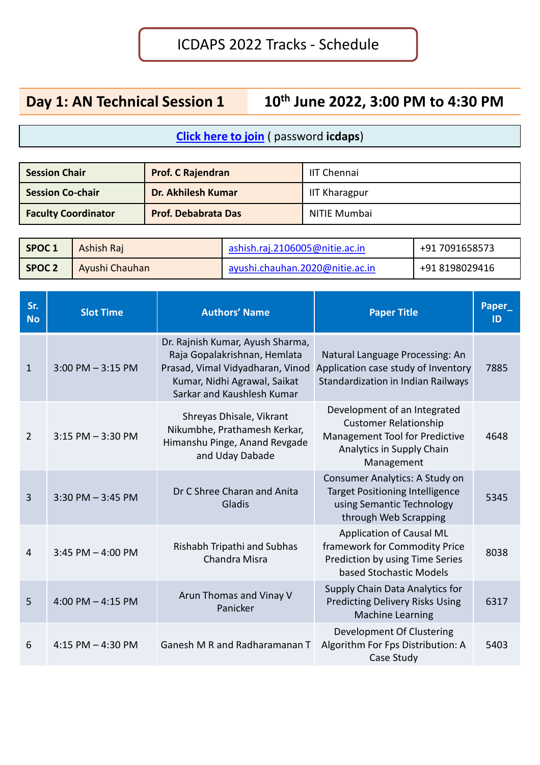# ICDAPS 2022 Tracks - Schedule

## Day 1: AN Technical Session 1 — 10th June 2022, 3:00 PM to 4:30 PM

**Click here to join** ( password **icdaps**)

| | | |
|---|---|---|
| **Session Chair** | **Prof. C Rajendran** | IIT Chennai |
| **Session Co-chair** | **Dr. Akhilesh Kumar** | IIT Kharagpur |
| **Faculty Coordinator** | **Prof. Debabrata Das** | NITIE Mumbai |

| | | | |
|---|---|---|---|
| **SPOC 1** | Ashish Raj | ashish.raj.2106005@nitie.ac.in | +91 7091658573 |
| **SPOC 2** | Ayushi Chauhan | ayushi.chauhan.2020@nitie.ac.in | +91 8198029416 |

| Sr. No | Slot Time | Authors' Name | Paper Title | Paper_ID |
|---|---|---|---|---|
| 1 | 3:00 PM – 3:15 PM | Dr. Rajnish Kumar, Ayush Sharma, Raja Gopalakrishnan, Hemlata Prasad, Vimal Vidyadharan, Vinod Kumar, Nidhi Agrawal, Saikat Sarkar and Kaushlesh Kumar | Natural Language Processing: An Application case study of Inventory Standardization in Indian Railways | 7885 |
| 2 | 3:15 PM – 3:30 PM | Shreyas Dhisale, Vikrant Nikumbhe, Prathamesh Kerkar, Himanshu Pinge, Anand Revgade and Uday Dabade | Development of an Integrated Customer Relationship Management Tool for Predictive Analytics in Supply Chain Management | 4648 |
| 3 | 3:30 PM – 3:45 PM | Dr C Shree Charan and Anita Gladis | Consumer Analytics: A Study on Target Positioning Intelligence using Semantic Technology through Web Scrapping | 5345 |
| 4 | 3:45 PM – 4:00 PM | Rishabh Tripathi and Subhas Chandra Misra | Application of Causal ML framework for Commodity Price Prediction by using Time Series based Stochastic Models | 8038 |
| 5 | 4:00 PM – 4:15 PM | Arun Thomas and Vinay V Panicker | Supply Chain Data Analytics for Predicting Delivery Risks Using Machine Learning | 6317 |
| 6 | 4:15 PM – 4:30 PM | Ganesh M R and Radharamanan T | Development Of Clustering Algorithm For Fps Distribution: A Case Study | 5403 |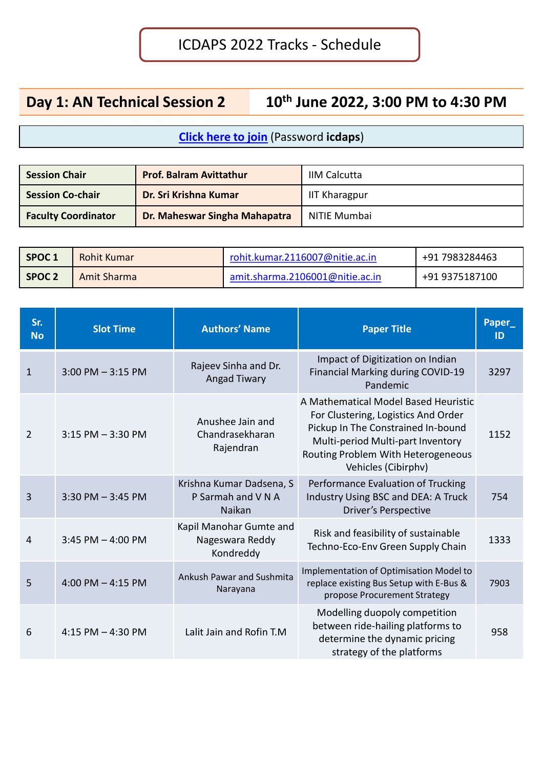# ICDAPS 2022 Tracks - Schedule

## Day 1: AN Technical Session 2 — 10th June 2022, 3:00 PM to 4:30 PM

**Click here to join** (Password **icdaps**)

| | | |
|---|---|---|
| **Session Chair** | **Prof. Balram Avittathur** | IIM Calcutta |
| **Session Co-chair** | **Dr. Sri Krishna Kumar** | IIT Kharagpur |
| **Faculty Coordinator** | **Dr. Maheswar Singha Mahapatra** | NITIE Mumbai |

| | | | |
|---|---|---|---|
| **SPOC 1** | Rohit Kumar | rohit.kumar.2116007@nitie.ac.in | +91 7983284463 |
| **SPOC 2** | Amit Sharma | amit.sharma.2106001@nitie.ac.in | +91 9375187100 |

| Sr. No | Slot Time | Authors' Name | Paper Title | Paper_ ID |
|---|---|---|---|---|
| 1 | 3:00 PM – 3:15 PM | Rajeev Sinha and Dr. Angad Tiwary | Impact of Digitization on Indian Financial Marking during COVID-19 Pandemic | 3297 |
| 2 | 3:15 PM – 3:30 PM | Anushee Jain and Chandrasekharan Rajendran | A Mathematical Model Based Heuristic For Clustering, Logistics And Order Pickup In The Constrained In-bound Multi-period Multi-part Inventory Routing Problem With Heterogeneous Vehicles (Cibirphv) | 1152 |
| 3 | 3:30 PM – 3:45 PM | Krishna Kumar Dadsena, S P Sarmah and V N A Naikan | Performance Evaluation of Trucking Industry Using BSC and DEA: A Truck Driver's Perspective | 754 |
| 4 | 3:45 PM – 4:00 PM | Kapil Manohar Gumte and Nageswara Reddy Kondreddy | Risk and feasibility of sustainable Techno-Eco-Env Green Supply Chain | 1333 |
| 5 | 4:00 PM – 4:15 PM | Ankush Pawar and Sushmita Narayana | Implementation of Optimisation Model to replace existing Bus Setup with E-Bus & propose Procurement Strategy | 7903 |
| 6 | 4:15 PM – 4:30 PM | Lalit Jain and Rofin T.M | Modelling duopoly competition between ride-hailing platforms to determine the dynamic pricing strategy of the platforms | 958 |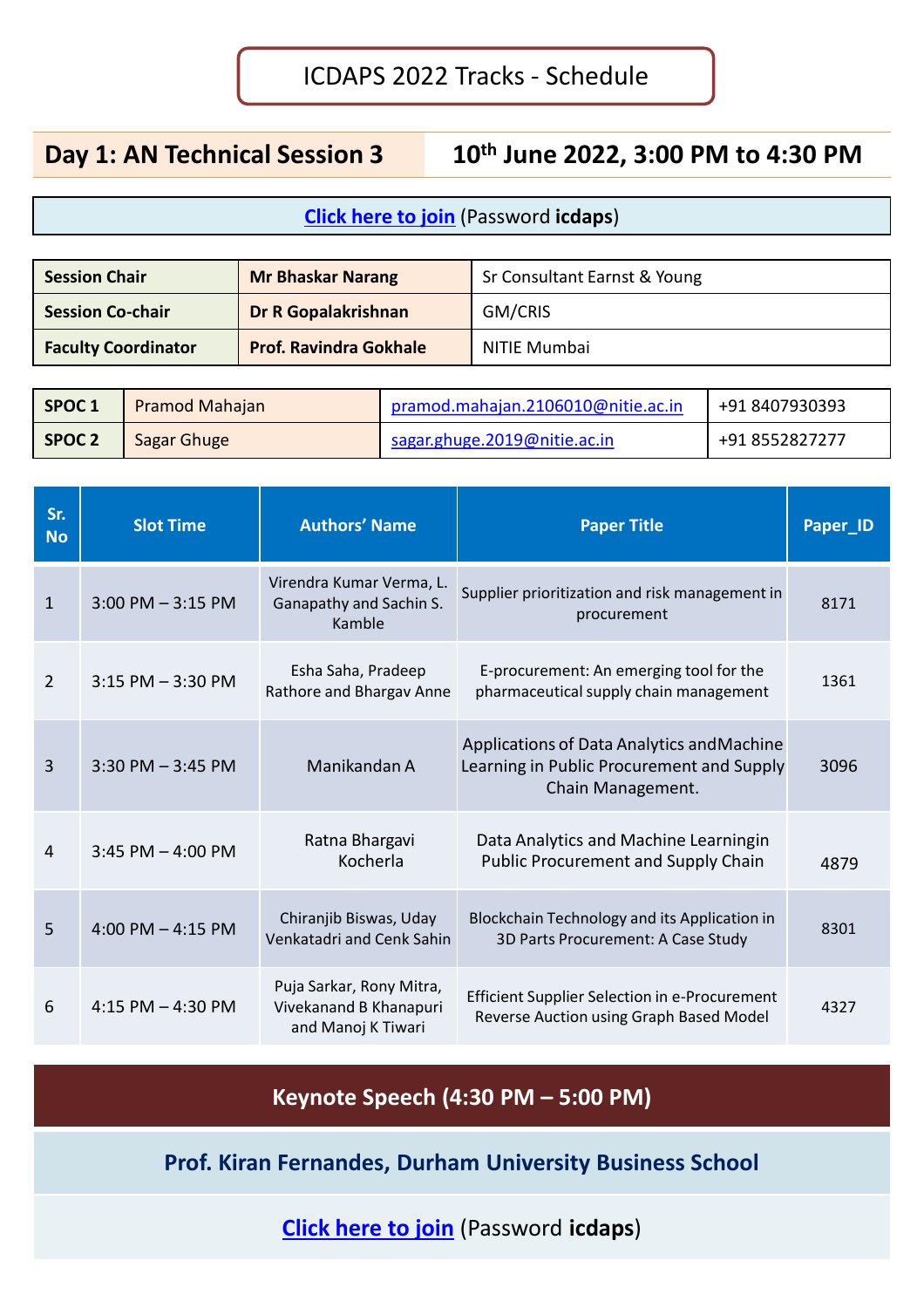# ICDAPS 2022 Tracks - Schedule

## Day 1: AN Technical Session 3 — 10th June 2022, 3:00 PM to 4:30 PM

**Click here to join** (Password **icdaps**)

| | | |
|---|---|---|
| **Session Chair** | **Mr Bhaskar Narang** | Sr Consultant Earnst & Young |
| **Session Co-chair** | **Dr R Gopalakrishnan** | GM/CRIS |
| **Faculty Coordinator** | **Prof. Ravindra Gokhale** | NITIE Mumbai |

| | | | |
|---|---|---|---|
| **SPOC 1** | Pramod Mahajan | pramod.mahajan.2106010@nitie.ac.in | +91 8407930393 |
| **SPOC 2** | Sagar Ghuge | sagar.ghuge.2019@nitie.ac.in | +91 8552827277 |

| Sr. No | Slot Time | Authors' Name | Paper Title | Paper_ID |
|---|---|---|---|---|
| 1 | 3:00 PM – 3:15 PM | Virendra Kumar Verma, L. Ganapathy and Sachin S. Kamble | Supplier prioritization and risk management in procurement | 8171 |
| 2 | 3:15 PM – 3:30 PM | Esha Saha, Pradeep Rathore and Bhargav Anne | E-procurement: An emerging tool for the pharmaceutical supply chain management | 1361 |
| 3 | 3:30 PM – 3:45 PM | Manikandan A | Applications of Data Analytics andMachine Learning in Public Procurement and Supply Chain Management. | 3096 |
| 4 | 3:45 PM – 4:00 PM | Ratna Bhargavi Kocherla | Data Analytics and Machine Learningin Public Procurement and Supply Chain | 4879 |
| 5 | 4:00 PM – 4:15 PM | Chiranjib Biswas, Uday Venkatadri and Cenk Sahin | Blockchain Technology and its Application in 3D Parts Procurement: A Case Study | 8301 |
| 6 | 4:15 PM – 4:30 PM | Puja Sarkar, Rony Mitra, Vivekanand B Khanapuri and Manoj K Tiwari | Efficient Supplier Selection in e-Procurement Reverse Auction using Graph Based Model | 4327 |

## Keynote Speech (4:30 PM – 5:00 PM)

**Prof. Kiran Fernandes, Durham University Business School**

**Click here to join** (Password **icdaps**)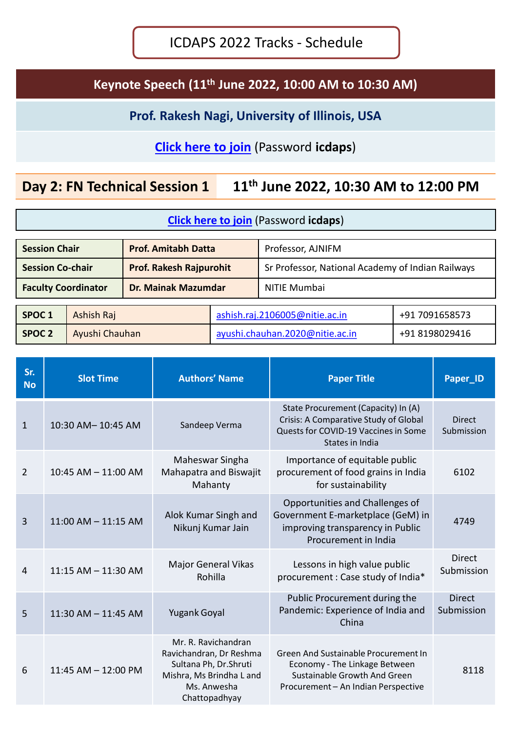# ICDAPS 2022 Tracks - Schedule

## Keynote Speech (11th June 2022, 10:00 AM to 10:30 AM)

**Prof. Rakesh Nagi, University of Illinois, USA**

**Click here to join** (Password **icdaps**)

## Day 2: FN Technical Session 1 — 11th June 2022, 10:30 AM to 12:00 PM

**Click here to join** (Password **icdaps**)

| | | |
|---|---|---|
| **Session Chair** | **Prof. Amitabh Datta** | Professor, AJNIFM |
| **Session Co-chair** | **Prof. Rakesh Rajpurohit** | Sr Professor, National Academy of Indian Railways |
| **Faculty Coordinator** | **Dr. Mainak Mazumdar** | NITIE Mumbai |

| | | | |
|---|---|---|---|
| **SPOC 1** | Ashish Raj | ashish.raj.2106005@nitie.ac.in | +91 7091658573 |
| **SPOC 2** | Ayushi Chauhan | ayushi.chauhan.2020@nitie.ac.in | +91 8198029416 |

| Sr. No | Slot Time | Authors' Name | Paper Title | Paper_ID |
|---|---|---|---|---|
| 1 | 10:30 AM– 10:45 AM | Sandeep Verma | State Procurement (Capacity) In (A) Crisis: A Comparative Study of Global Quests for COVID-19 Vaccines in Some States in India | Direct Submission |
| 2 | 10:45 AM – 11:00 AM | Maheswar Singha Mahapatra and Biswajit Mahanty | Importance of equitable public procurement of food grains in India for sustainability | 6102 |
| 3 | 11:00 AM – 11:15 AM | Alok Kumar Singh and Nikunj Kumar Jain | Opportunities and Challenges of Government E-marketplace (GeM) in improving transparency in Public Procurement in India | 4749 |
| 4 | 11:15 AM – 11:30 AM | Major General Vikas Rohilla | Lessons in high value public procurement : Case study of India* | Direct Submission |
| 5 | 11:30 AM – 11:45 AM | Yugank Goyal | Public Procurement during the Pandemic: Experience of India and China | Direct Submission |
| 6 | 11:45 AM – 12:00 PM | Mr. R. Ravichandran Ravichandran, Dr Reshma Sultana Ph, Dr.Shruti Mishra, Ms Brindha L and Ms. Anwesha Chattopadhyay | Green And Sustainable Procurement In Economy - The Linkage Between Sustainable Growth And Green Procurement – An Indian Perspective | 8118 |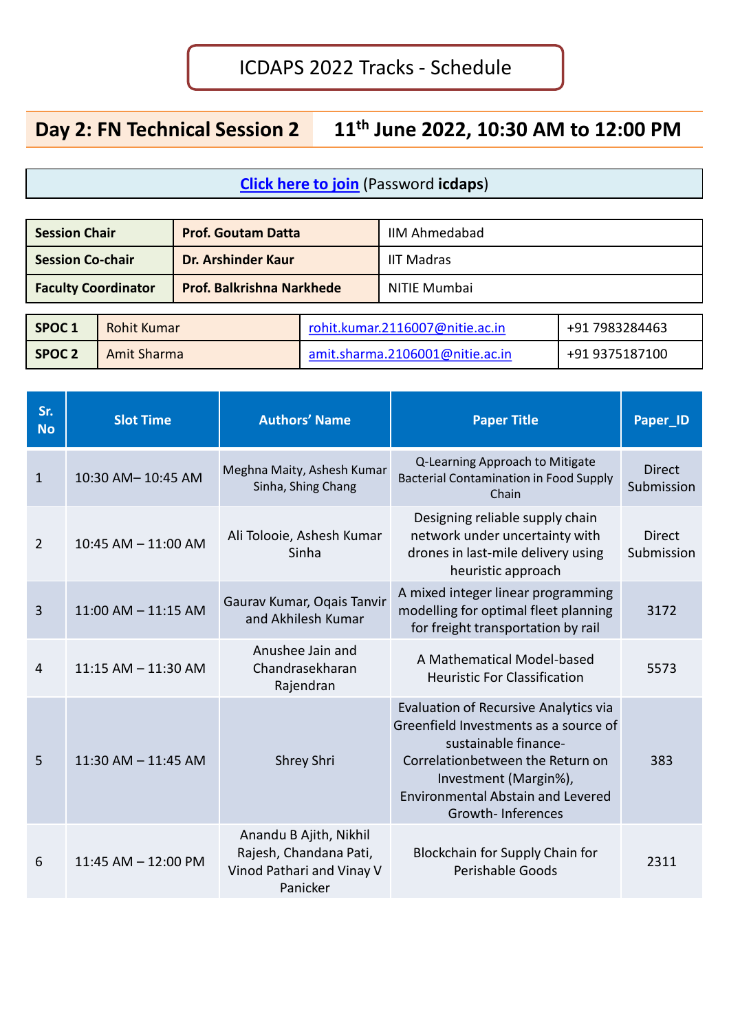# ICDAPS 2022 Tracks - Schedule

## Day 2: FN Technical Session 2 — 11th June 2022, 10:30 AM to 12:00 PM

**Click here to join** (Password **icdaps**)

| | | |
|---|---|---|
| **Session Chair** | **Prof. Goutam Datta** | IIM Ahmedabad |
| **Session Co-chair** | **Dr. Arshinder Kaur** | IIT Madras |
| **Faculty Coordinator** | **Prof. Balkrishna Narkhede** | NITIE Mumbai |

| | | | |
|---|---|---|---|
| **SPOC 1** | Rohit Kumar | rohit.kumar.2116007@nitie.ac.in | +91 7983284463 |
| **SPOC 2** | Amit Sharma | amit.sharma.2106001@nitie.ac.in | +91 9375187100 |

| Sr. No | Slot Time | Authors' Name | Paper Title | Paper_ID |
|---|---|---|---|---|
| 1 | 10:30 AM– 10:45 AM | Meghna Maity, Ashesh Kumar Sinha, Shing Chang | Q-Learning Approach to Mitigate Bacterial Contamination in Food Supply Chain | Direct Submission |
| 2 | 10:45 AM – 11:00 AM | Ali Tolooie, Ashesh Kumar Sinha | Designing reliable supply chain network under uncertainty with drones in last-mile delivery using heuristic approach | Direct Submission |
| 3 | 11:00 AM – 11:15 AM | Gaurav Kumar, Oqais Tanvir and Akhilesh Kumar | A mixed integer linear programming modelling for optimal fleet planning for freight transportation by rail | 3172 |
| 4 | 11:15 AM – 11:30 AM | Anushee Jain and Chandrasekharan Rajendran | A Mathematical Model-based Heuristic For Classification | 5573 |
| 5 | 11:30 AM – 11:45 AM | Shrey Shri | Evaluation of Recursive Analytics via Greenfield Investments as a source of sustainable finance- Correlationbetween the Return on Investment (Margin%), Environmental Abstain and Levered Growth- Inferences | 383 |
| 6 | 11:45 AM – 12:00 PM | Anandu B Ajith, Nikhil Rajesh, Chandana Pati, Vinod Pathari and Vinay V Panicker | Blockchain for Supply Chain for Perishable Goods | 2311 |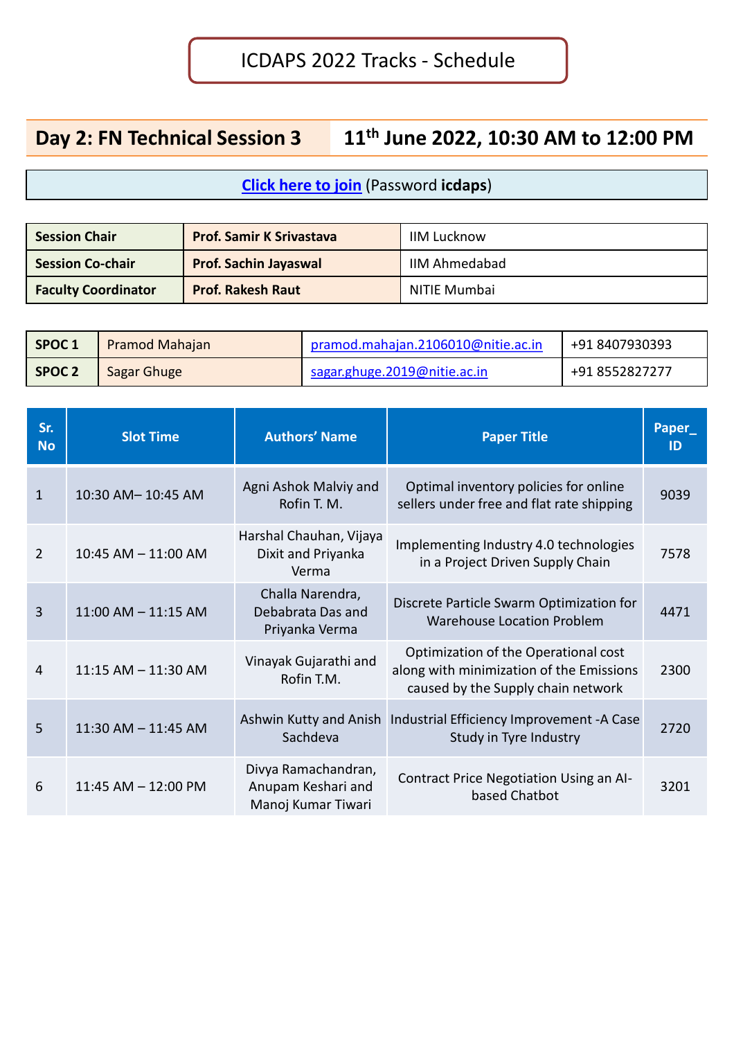# ICDAPS 2022 Tracks - Schedule

## Day 2: FN Technical Session 3 — 11th June 2022, 10:30 AM to 12:00 PM

**Click here to join** (Password **icdaps**)

| | | |
|---|---|---|
| **Session Chair** | **Prof. Samir K Srivastava** | IIM Lucknow |
| **Session Co-chair** | **Prof. Sachin Jayaswal** | IIM Ahmedabad |
| **Faculty Coordinator** | **Prof. Rakesh Raut** | NITIE Mumbai |

| | | | |
|---|---|---|---|
| **SPOC 1** | Pramod Mahajan | pramod.mahajan.2106010@nitie.ac.in | +91 8407930393 |
| **SPOC 2** | Sagar Ghuge | sagar.ghuge.2019@nitie.ac.in | +91 8552827277 |

| Sr. No | Slot Time | Authors' Name | Paper Title | Paper_ ID |
|---|---|---|---|---|
| 1 | 10:30 AM– 10:45 AM | Agni Ashok Malviy and Rofin T. M. | Optimal inventory policies for online sellers under free and flat rate shipping | 9039 |
| 2 | 10:45 AM – 11:00 AM | Harshal Chauhan, Vijaya Dixit and Priyanka Verma | Implementing Industry 4.0 technologies in a Project Driven Supply Chain | 7578 |
| 3 | 11:00 AM – 11:15 AM | Challa Narendra, Debabrata Das and Priyanka Verma | Discrete Particle Swarm Optimization for Warehouse Location Problem | 4471 |
| 4 | 11:15 AM – 11:30 AM | Vinayak Gujarathi and Rofin T.M. | Optimization of the Operational cost along with minimization of the Emissions caused by the Supply chain network | 2300 |
| 5 | 11:30 AM – 11:45 AM | Ashwin Kutty and Anish Sachdeva | Industrial Efficiency Improvement -A Case Study in Tyre Industry | 2720 |
| 6 | 11:45 AM – 12:00 PM | Divya Ramachandran, Anupam Keshari and Manoj Kumar Tiwari | Contract Price Negotiation Using an AI-based Chatbot | 3201 |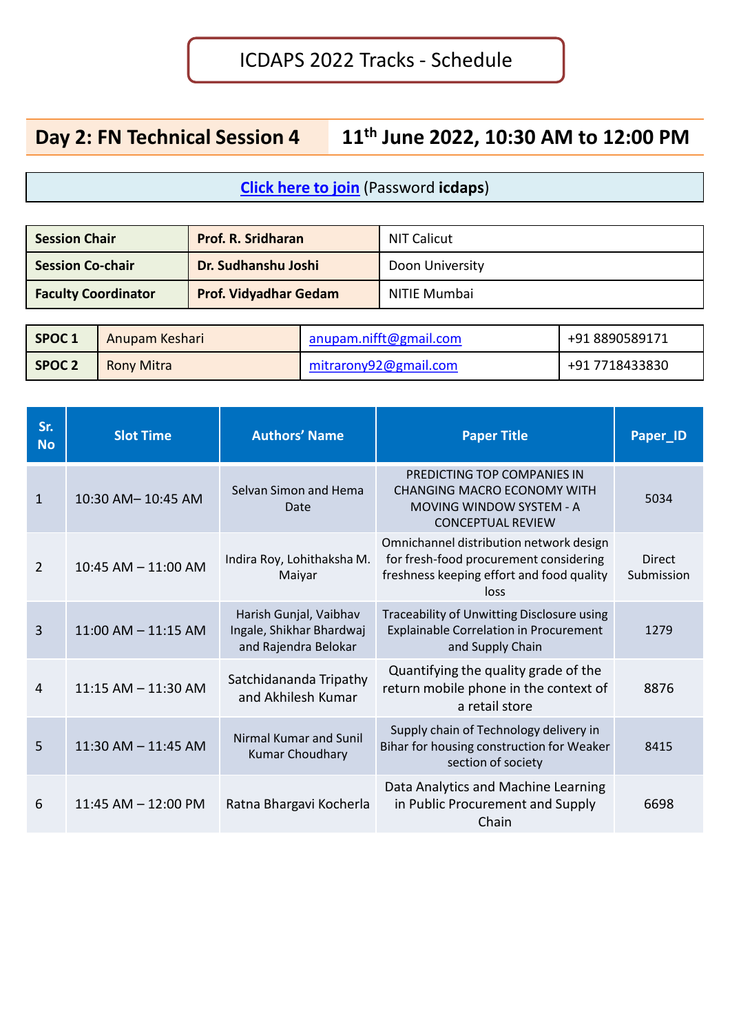# ICDAPS 2022 Tracks - Schedule

## Day 2: FN Technical Session 4 — 11th June 2022, 10:30 AM to 12:00 PM

**Click here to join** (Password **icdaps**)

| | | |
|---|---|---|
| **Session Chair** | **Prof. R. Sridharan** | NIT Calicut |
| **Session Co-chair** | **Dr. Sudhanshu Joshi** | Doon University |
| **Faculty Coordinator** | **Prof. Vidyadhar Gedam** | NITIE Mumbai |

| | | | |
|---|---|---|---|
| **SPOC 1** | Anupam Keshari | anupam.nifft@gmail.com | +91 8890589171 |
| **SPOC 2** | Rony Mitra | mitrarony92@gmail.com | +91 7718433830 |

| Sr. No | Slot Time | Authors' Name | Paper Title | Paper_ID |
|---|---|---|---|---|
| 1 | 10:30 AM– 10:45 AM | Selvan Simon and Hema Date | PREDICTING TOP COMPANIES IN CHANGING MACRO ECONOMY WITH MOVING WINDOW SYSTEM - A CONCEPTUAL REVIEW | 5034 |
| 2 | 10:45 AM – 11:00 AM | Indira Roy, Lohithaksha M. Maiyar | Omnichannel distribution network design for fresh-food procurement considering freshness keeping effort and food quality loss | Direct Submission |
| 3 | 11:00 AM – 11:15 AM | Harish Gunjal, Vaibhav Ingale, Shikhar Bhardwaj and Rajendra Belokar | Traceability of Unwitting Disclosure using Explainable Correlation in Procurement and Supply Chain | 1279 |
| 4 | 11:15 AM – 11:30 AM | Satchidananda Tripathy and Akhilesh Kumar | Quantifying the quality grade of the return mobile phone in the context of a retail store | 8876 |
| 5 | 11:30 AM – 11:45 AM | Nirmal Kumar and Sunil Kumar Choudhary | Supply chain of Technology delivery in Bihar for housing construction for Weaker section of society | 8415 |
| 6 | 11:45 AM – 12:00 PM | Ratna Bhargavi Kocherla | Data Analytics and Machine Learning in Public Procurement and Supply Chain | 6698 |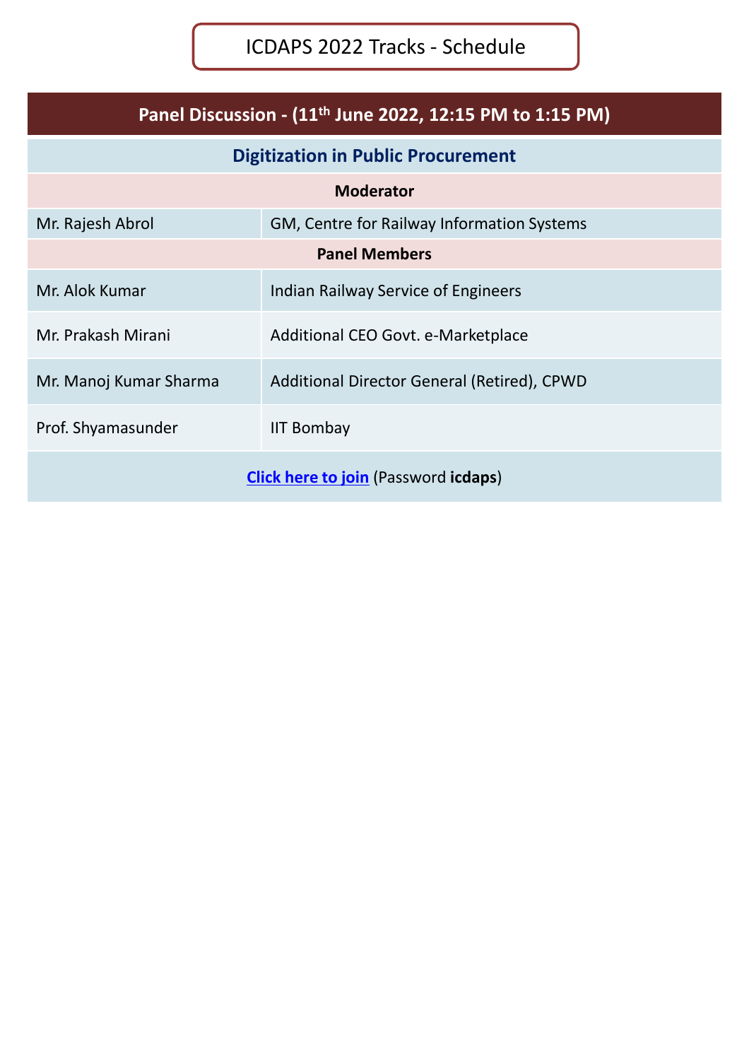# ICDAPS 2022 Tracks - Schedule

| Panel Discussion - (11th June 2022, 12:15 PM to 1:15 PM) | |
|---|---|
| **Digitization in Public Procurement** | |
| **Moderator** | |
| Mr. Rajesh Abrol | GM, Centre for Railway Information Systems |
| **Panel Members** | |
| Mr. Alok Kumar | Indian Railway Service of Engineers |
| Mr. Prakash Mirani | Additional CEO Govt. e-Marketplace |
| Mr. Manoj Kumar Sharma | Additional Director General (Retired), CPWD |
| Prof. Shyamasunder | IIT Bombay |
| **Click here to join** (Password **icdaps**) | |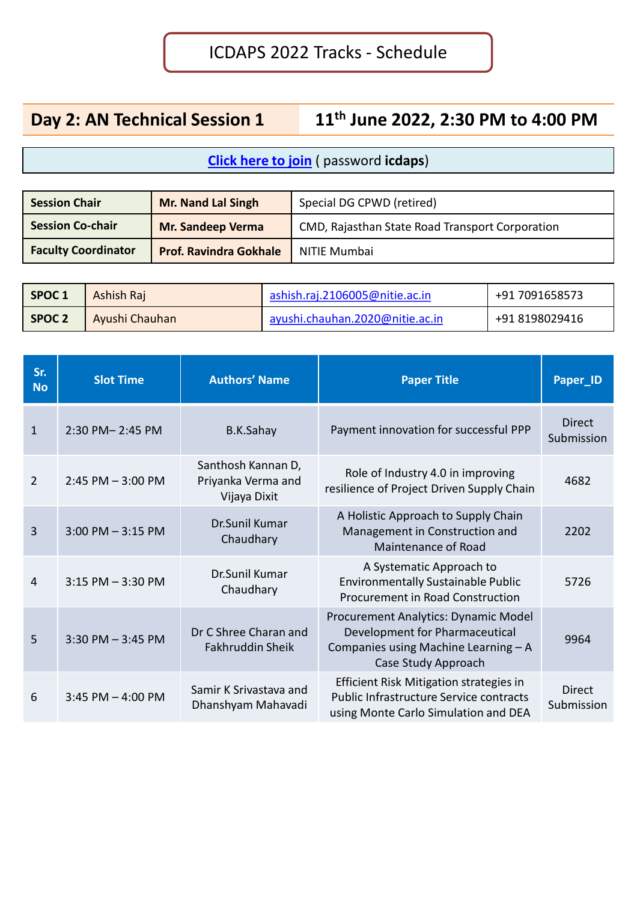# ICDAPS 2022 Tracks - Schedule

## Day 2: AN Technical Session 1 — 11th June 2022, 2:30 PM to 4:00 PM

**Click here to join** ( password **icdaps**)

| | | |
|---|---|---|
| **Session Chair** | **Mr. Nand Lal Singh** | Special DG CPWD (retired) |
| **Session Co-chair** | **Mr. Sandeep Verma** | CMD, Rajasthan State Road Transport Corporation |
| **Faculty Coordinator** | **Prof. Ravindra Gokhale** | NITIE Mumbai |

| | | | |
|---|---|---|---|
| **SPOC 1** | Ashish Raj | ashish.raj.2106005@nitie.ac.in | +91 7091658573 |
| **SPOC 2** | Ayushi Chauhan | ayushi.chauhan.2020@nitie.ac.in | +91 8198029416 |

| Sr. No | Slot Time | Authors' Name | Paper Title | Paper_ID |
|---|---|---|---|---|
| 1 | 2:30 PM– 2:45 PM | B.K.Sahay | Payment innovation for successful PPP | Direct Submission |
| 2 | 2:45 PM – 3:00 PM | Santhosh Kannan D, Priyanka Verma and Vijaya Dixit | Role of Industry 4.0 in improving resilience of Project Driven Supply Chain | 4682 |
| 3 | 3:00 PM – 3:15 PM | Dr.Sunil Kumar Chaudhary | A Holistic Approach to Supply Chain Management in Construction and Maintenance of Road | 2202 |
| 4 | 3:15 PM – 3:30 PM | Dr.Sunil Kumar Chaudhary | A Systematic Approach to Environmentally Sustainable Public Procurement in Road Construction | 5726 |
| 5 | 3:30 PM – 3:45 PM | Dr C Shree Charan and Fakhruddin Sheik | Procurement Analytics: Dynamic Model Development for Pharmaceutical Companies using Machine Learning – A Case Study Approach | 9964 |
| 6 | 3:45 PM – 4:00 PM | Samir K Srivastava and Dhanshyam Mahavadi | Efficient Risk Mitigation strategies in Public Infrastructure Service contracts using Monte Carlo Simulation and DEA | Direct Submission |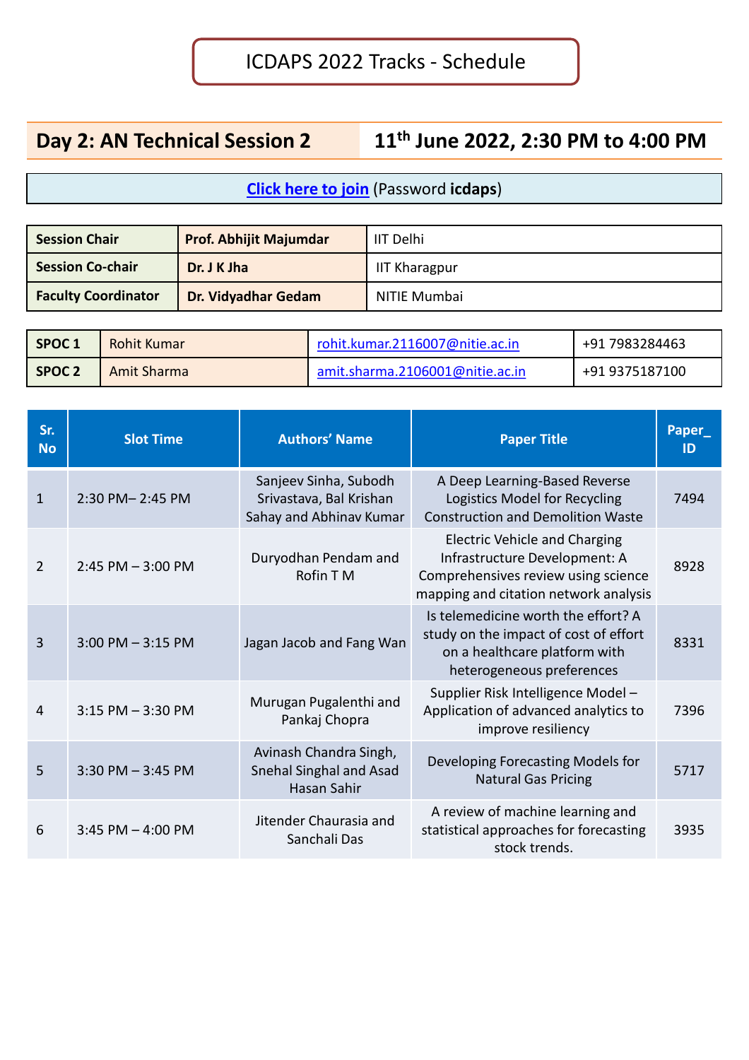# ICDAPS 2022 Tracks - Schedule

| Day 2: AN Technical Session 2 | 11th June 2022, 2:30 PM to 4:00 PM |
|---|---|

**[Click here to join]** (Password **icdaps**)

| Session Chair | Prof. Abhijit Majumdar | IIT Delhi |
|---|---|---|
| Session Co-chair | Dr. J K Jha | IIT Kharagpur |
| Faculty Coordinator | Dr. Vidyadhar Gedam | NITIE Mumbai |

| SPOC 1 | Rohit Kumar | rohit.kumar.2116007@nitie.ac.in | +91 7983284463 |
|---|---|---|---|
| SPOC 2 | Amit Sharma | amit.sharma.2106001@nitie.ac.in | +91 9375187100 |

| Sr. No | Slot Time | Authors' Name | Paper Title | Paper_ID |
|---|---|---|---|---|
| 1 | 2:30 PM– 2:45 PM | Sanjeev Sinha, Subodh Srivastava, Bal Krishan Sahay and Abhinav Kumar | A Deep Learning-Based Reverse Logistics Model for Recycling Construction and Demolition Waste | 7494 |
| 2 | 2:45 PM – 3:00 PM | Duryodhan Pendam and Rofin T M | Electric Vehicle and Charging Infrastructure Development: A Comprehensives review using science mapping and citation network analysis | 8928 |
| 3 | 3:00 PM – 3:15 PM | Jagan Jacob and Fang Wan | Is telemedicine worth the effort? A study on the impact of cost of effort on a healthcare platform with heterogeneous preferences | 8331 |
| 4 | 3:15 PM – 3:30 PM | Murugan Pugalenthi and Pankaj Chopra | Supplier Risk Intelligence Model – Application of advanced analytics to improve resiliency | 7396 |
| 5 | 3:30 PM – 3:45 PM | Avinash Chandra Singh, Snehal Singhal and Asad Hasan Sahir | Developing Forecasting Models for Natural Gas Pricing | 5717 |
| 6 | 3:45 PM – 4:00 PM | Jitender Chaurasia and Sanchali Das | A review of machine learning and statistical approaches for forecasting stock trends. | 3935 |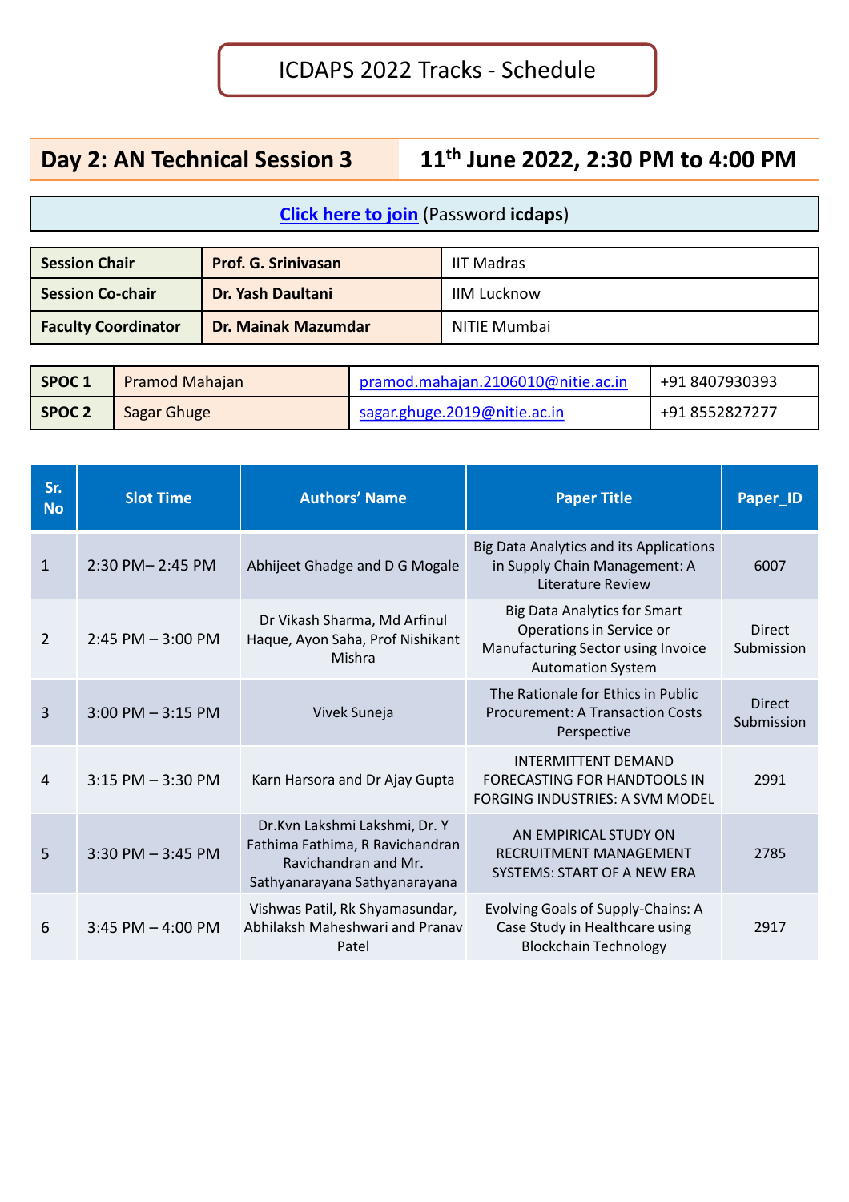# ICDAPS 2022 Tracks - Schedule

| Day 2: AN Technical Session 3 | 11th June 2022, 2:30 PM to 4:00 PM |
|---|---|

**Click here to join** (Password **icdaps**)

| | | |
|---|---|---|
| **Session Chair** | **Prof. G. Srinivasan** | IIT Madras |
| **Session Co-chair** | **Dr. Yash Daultani** | IIM Lucknow |
| **Faculty Coordinator** | **Dr. Mainak Mazumdar** | NITIE Mumbai |

| | | | |
|---|---|---|---|
| **SPOC 1** | Pramod Mahajan | pramod.mahajan.2106010@nitie.ac.in | +91 8407930393 |
| **SPOC 2** | Sagar Ghuge | sagar.ghuge.2019@nitie.ac.in | +91 8552827277 |

| Sr. No | Slot Time | Authors' Name | Paper Title | Paper_ID |
|---|---|---|---|---|
| 1 | 2:30 PM– 2:45 PM | Abhijeet Ghadge and D G Mogale | Big Data Analytics and its Applications in Supply Chain Management: A Literature Review | 6007 |
| 2 | 2:45 PM – 3:00 PM | Dr Vikash Sharma, Md Arfinul Haque, Ayon Saha, Prof Nishikant Mishra | Big Data Analytics for Smart Operations in Service or Manufacturing Sector using Invoice Automation System | Direct Submission |
| 3 | 3:00 PM – 3:15 PM | Vivek Suneja | The Rationale for Ethics in Public Procurement: A Transaction Costs Perspective | Direct Submission |
| 4 | 3:15 PM – 3:30 PM | Karn Harsora and Dr Ajay Gupta | INTERMITTENT DEMAND FORECASTING FOR HANDTOOLS IN FORGING INDUSTRIES: A SVM MODEL | 2991 |
| 5 | 3:30 PM – 3:45 PM | Dr.Kvn Lakshmi Lakshmi, Dr. Y Fathima Fathima, R Ravichandran Ravichandran and Mr. Sathyanarayana Sathyanarayana | AN EMPIRICAL STUDY ON RECRUITMENT MANAGEMENT SYSTEMS: START OF A NEW ERA | 2785 |
| 6 | 3:45 PM – 4:00 PM | Vishwas Patil, Rk Shyamasundar, Abhilaksh Maheshwari and Pranav Patel | Evolving Goals of Supply-Chains: A Case Study in Healthcare using Blockchain Technology | 2917 |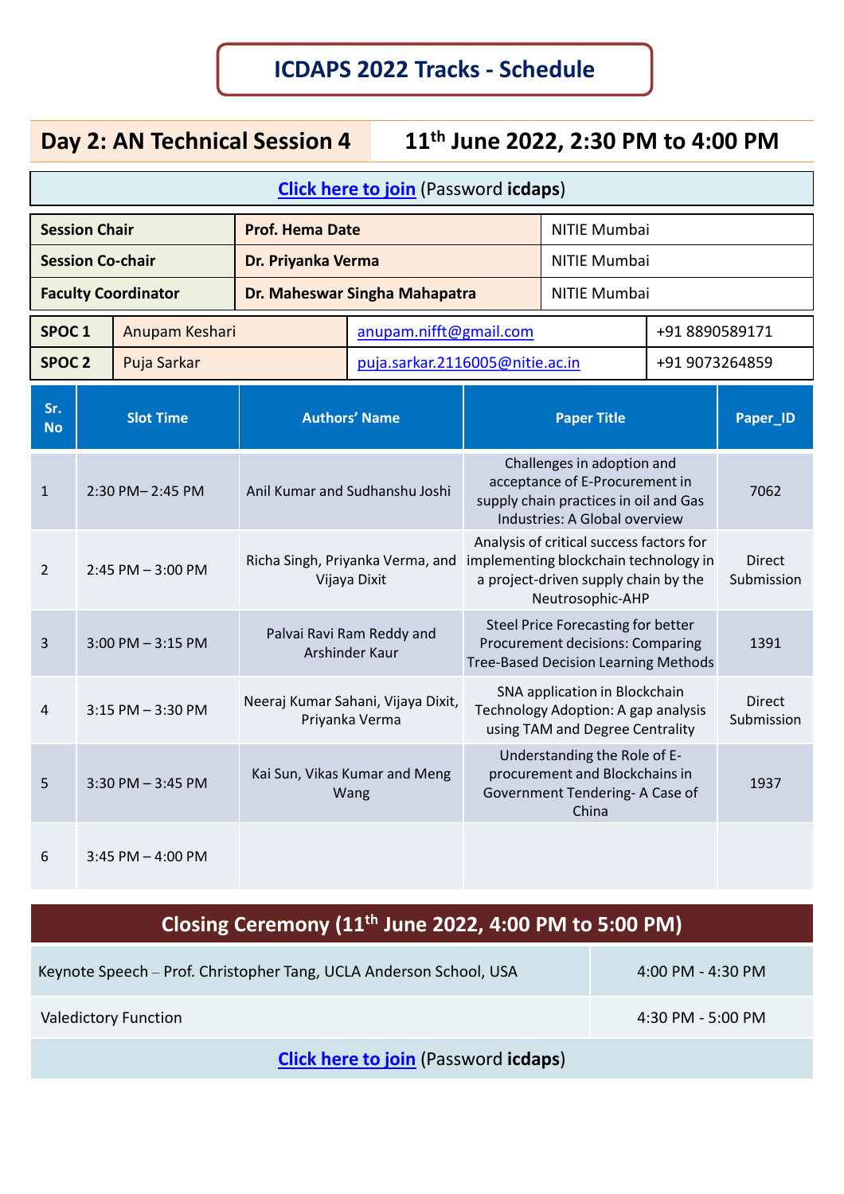# ICDAPS 2022 Tracks - Schedule

## Day 2: AN Technical Session 4 — 11th June 2022, 2:30 PM to 4:00 PM

**Click here to join** (Password **icdaps**)

| | | |
|---|---|---|
| **Session Chair** | **Prof. Hema Date** | NITIE Mumbai |
| **Session Co-chair** | **Dr. Priyanka Verma** | NITIE Mumbai |
| **Faculty Coordinator** | **Dr. Maheswar Singha Mahapatra** | NITIE Mumbai |

| | | | |
|---|---|---|---|
| **SPOC 1** | Anupam Keshari | anupam.nifft@gmail.com | +91 8890589171 |
| **SPOC 2** | Puja Sarkar | puja.sarkar.2116005@nitie.ac.in | +91 9073264859 |

| Sr. No | Slot Time | Authors' Name | Paper Title | Paper_ID |
|---|---|---|---|---|
| 1 | 2:30 PM– 2:45 PM | Anil Kumar and Sudhanshu Joshi | Challenges in adoption and acceptance of E-Procurement in supply chain practices in oil and Gas Industries: A Global overview | 7062 |
| 2 | 2:45 PM – 3:00 PM | Richa Singh, Priyanka Verma, and Vijaya Dixit | Analysis of critical success factors for implementing blockchain technology in a project-driven supply chain by the Neutrosophic-AHP | Direct Submission |
| 3 | 3:00 PM – 3:15 PM | Palvai Ravi Ram Reddy and Arshinder Kaur | Steel Price Forecasting for better Procurement decisions: Comparing Tree-Based Decision Learning Methods | 1391 |
| 4 | 3:15 PM – 3:30 PM | Neeraj Kumar Sahani, Vijaya Dixit, Priyanka Verma | SNA application in Blockchain Technology Adoption: A gap analysis using TAM and Degree Centrality | Direct Submission |
| 5 | 3:30 PM – 3:45 PM | Kai Sun, Vikas Kumar and Meng Wang | Understanding the Role of E-procurement and Blockchains in Government Tendering- A Case of China | 1937 |
| 6 | 3:45 PM – 4:00 PM | | | |

## Closing Ceremony (11th June 2022, 4:00 PM to 5:00 PM)

| | |
|---|---|
| Keynote Speech – Prof. Christopher Tang, UCLA Anderson School, USA | 4:00 PM - 4:30 PM |
| Valedictory Function | 4:30 PM - 5:00 PM |

**Click here to join** (Password **icdaps**)